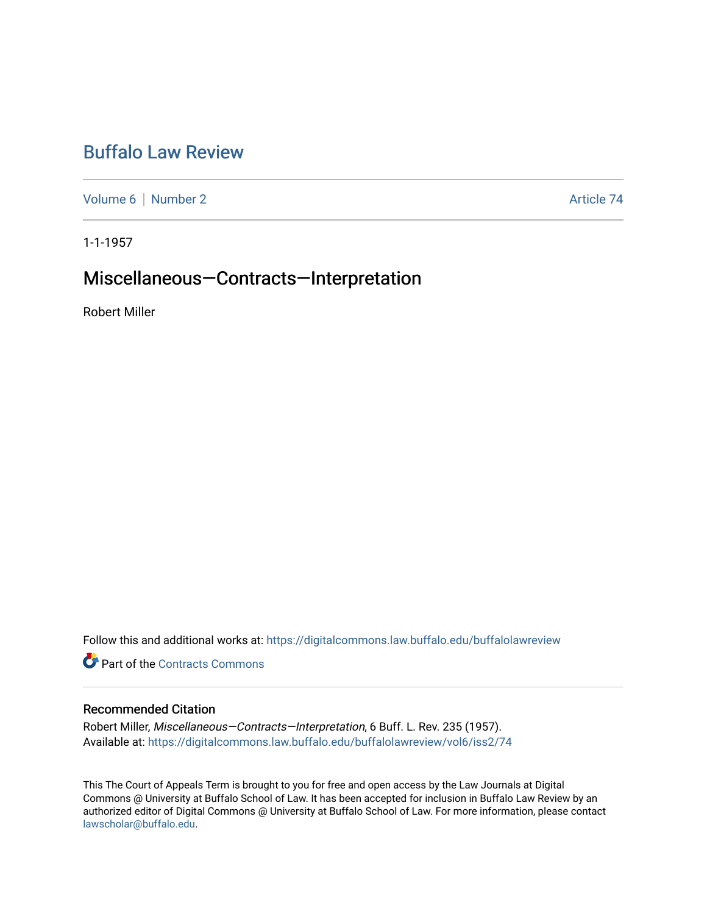# Buffalo Law Review

Volume 6 | Number 2 | Article 74

1-1-1957

## Miscellaneous—Contracts—Interpretation

Robert Miller

Follow this and additional works at: https://digitalcommons.law.buffalo.edu/buffalolawreview

Part of the Contracts Commons

### Recommended Citation

Robert Miller, *Miscellaneous—Contracts—Interpretation*, 6 Buff. L. Rev. 235 (1957).
Available at: https://digitalcommons.law.buffalo.edu/buffalolawreview/vol6/iss2/74

This The Court of Appeals Term is brought to you for free and open access by the Law Journals at Digital Commons @ University at Buffalo School of Law. It has been accepted for inclusion in Buffalo Law Review by an authorized editor of Digital Commons @ University at Buffalo School of Law. For more information, please contact lawscholar@buffalo.edu.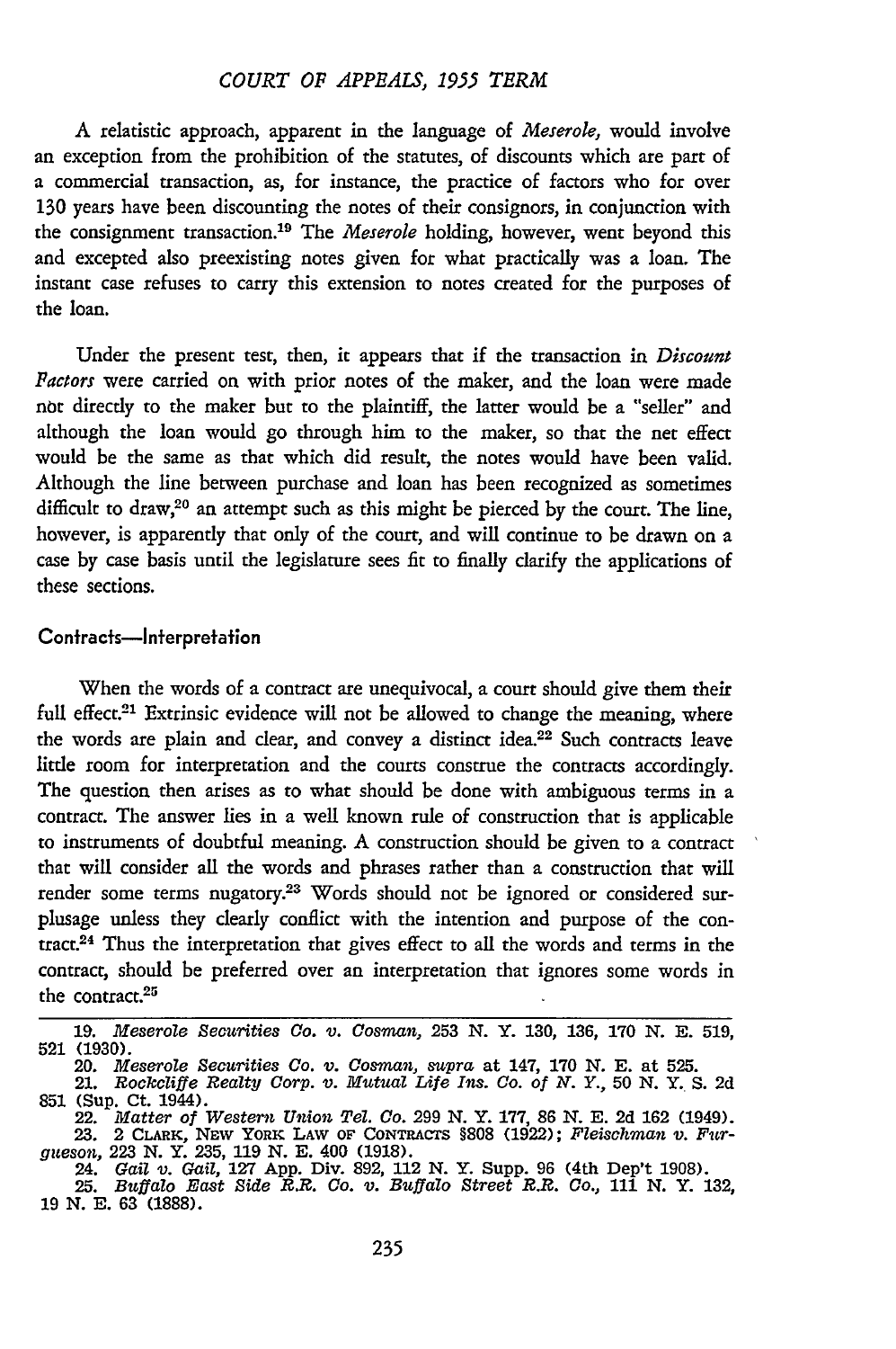A relatistic approach, apparent in the language of *Meserole,* would involve an exception from the prohibition of the statutes, of discounts which are part of a commercial transaction, as, for instance, the practice of factors who for over 130 years have been discounting the notes of their consignors, in conjunction with the consignment transaction.[19] The *Meserole* holding, however, went beyond this and excepted also preexisting notes given for what practically was a loan. The instant case refuses to carry this extension to notes created for the purposes of the loan.

Under the present test, then, it appears that if the transaction in *Discount Factors* were carried on with prior notes of the maker, and the loan were made nòt directly to the maker but to the plaintiff, the latter would be a "seller" and although the loan would go through him to the maker, so that the net effect would be the same as that which did result, the notes would have been valid. Although the line between purchase and loan has been recognized as sometimes difficult to draw,[20] an attempt such as this might be pierced by the court. The line, however, is apparently that only of the court, and will continue to be drawn on a case by case basis until the legislature sees fit to finally clarify the applications of these sections.

## Contracts—Interpretation

When the words of a contract are unequivocal, a court should give them their full effect.[21] Extrinsic evidence will not be allowed to change the meaning, where the words are plain and clear, and convey a distinct idea.[22] Such contracts leave little room for interpretation and the courts construe the contracts accordingly. The question then arises as to what should be done with ambiguous terms in a contract. The answer lies in a well known rule of construction that is applicable to instruments of doubtful meaning. A construction should be given to a contract that will consider all the words and phrases rather than a construction that will render some terms nugatory.[23] Words should not be ignored or considered surplusage unless they clearly conflict with the intention and purpose of the contract.[24] Thus the interpretation that gives effect to all the words and terms in the contract, should be preferred over an interpretation that ignores some words in the contract.[25]

---

19. *Meserole Securities Co. v. Cosman,* 253 N. Y. 130, 136, 170 N. E. 519, 521 (1930).
20. *Meserole Securities Co. v. Cosman, supra* at 147, 170 N. E. at 525.
21. *Rockcliffe Realty Corp. v. Mutual Life Ins. Co. of N. Y.,* 50 N. Y. S. 2d 851 (Sup. Ct. 1944).
22. *Matter of Western Union Tel. Co.* 299 N. Y. 177, 86 N. E. 2d 162 (1949).
23. 2 CLARK, NEW YORK LAW OF CONTRACTS §808 (1922); *Fleischman v. Furgueson,* 223 N. Y. 235, 119 N. E. 400 (1918).
24. *Gail v. Gail,* 127 App. Div. 892, 112 N. Y. Supp. 96 (4th Dep't 1908).
25. *Buffalo East Side R.R. Co. v. Buffalo Street R.R. Co.,* 111 N. Y. 132, 19 N. E. 63 (1888).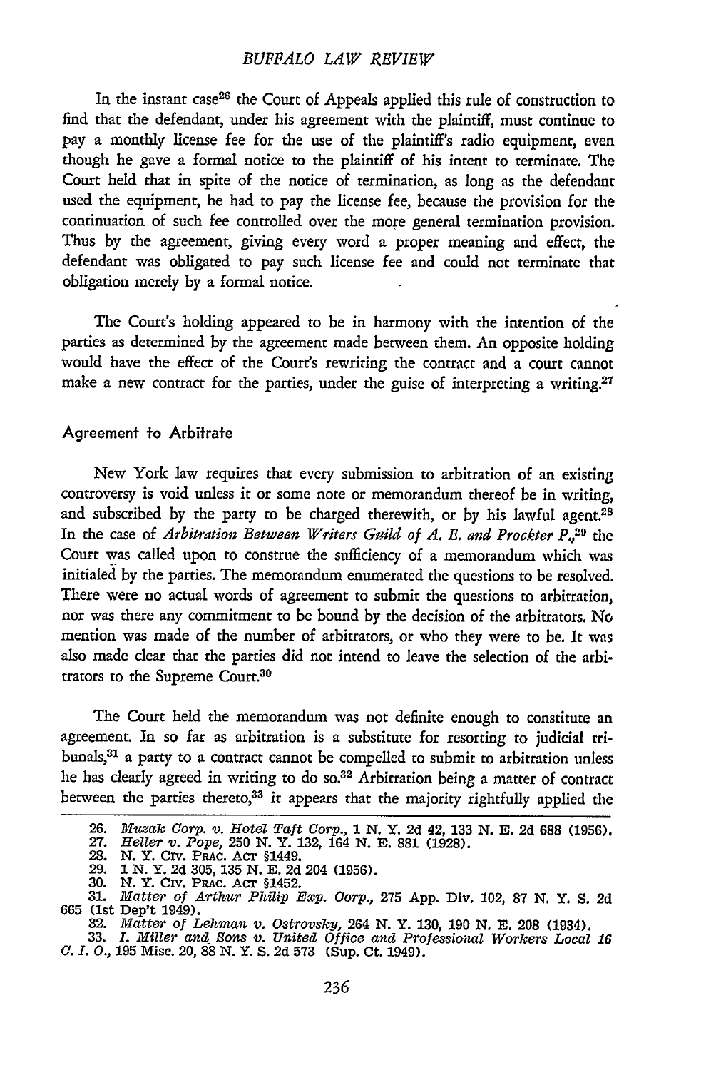In the instant case[26] the Court of Appeals applied this rule of construction to find that the defendant, under his agreement with the plaintiff, must continue to pay a monthly license fee for the use of the plaintiff's radio equipment, even though he gave a formal notice to the plaintiff of his intent to terminate. The Court held that in spite of the notice of termination, as long as the defendant used the equipment, he had to pay the license fee, because the provision for the continuation of such fee controlled over the more general termination provision. Thus by the agreement, giving every word a proper meaning and effect, the defendant was obligated to pay such license fee and could not terminate that obligation merely by a formal notice.

The Court's holding appeared to be in harmony with the intention of the parties as determined by the agreement made between them. An opposite holding would have the effect of the Court's rewriting the contract and a court cannot make a new contract for the parties, under the guise of interpreting a writing.[27]

### Agreement to Arbitrate

New York law requires that every submission to arbitration of an existing controversy is void unless it or some note or memorandum thereof be in writing, and subscribed by the party to be charged therewith, or by his lawful agent.[28] In the case of *Arbitration Between Writers Guild of A. E. and Prockter P.*,[29] the Court was called upon to construe the sufficiency of a memorandum which was initialed by the parties. The memorandum enumerated the questions to be resolved. There were no actual words of agreement to submit the questions to arbitration, nor was there any commitment to be bound by the decision of the arbitrators. No mention was made of the number of arbitrators, or who they were to be. It was also made clear that the parties did not intend to leave the selection of the arbitrators to the Supreme Court.[30]

The Court held the memorandum was not definite enough to constitute an agreement. In so far as arbitration is a substitute for resorting to judicial tribunals,[31] a party to a contract cannot be compelled to submit to arbitration unless he has clearly agreed in writing to do so.[32] Arbitration being a matter of contract between the parties thereto,[33] it appears that the majority rightfully applied the

---

26. *Muzak Corp. v. Hotel Taft Corp.*, 1 N. Y. 2d 42, 133 N. E. 2d 688 (1956).
27. *Heller v. Pope*, 250 N. Y. 132, 164 N. E. 881 (1928).
28. N. Y. Civ. Prac. Act §1449.
29. 1 N. Y. 2d 305, 135 N. E. 2d 204 (1956).
30. N. Y. Civ. Prac. Act §1452.
31. *Matter of Arthur Philip Exp. Corp.*, 275 App. Div. 102, 87 N. Y. S. 2d 665 (1st Dep't 1949).
32. *Matter of Lehman v. Ostrovsky*, 264 N. Y. 130, 190 N. E. 208 (1934).
33. *I. Miller and Sons v. United Office and Professional Workers Local 16 C. I. O.*, 195 Misc. 20, 88 N. Y. S. 2d 573 (Sup. Ct. 1949).